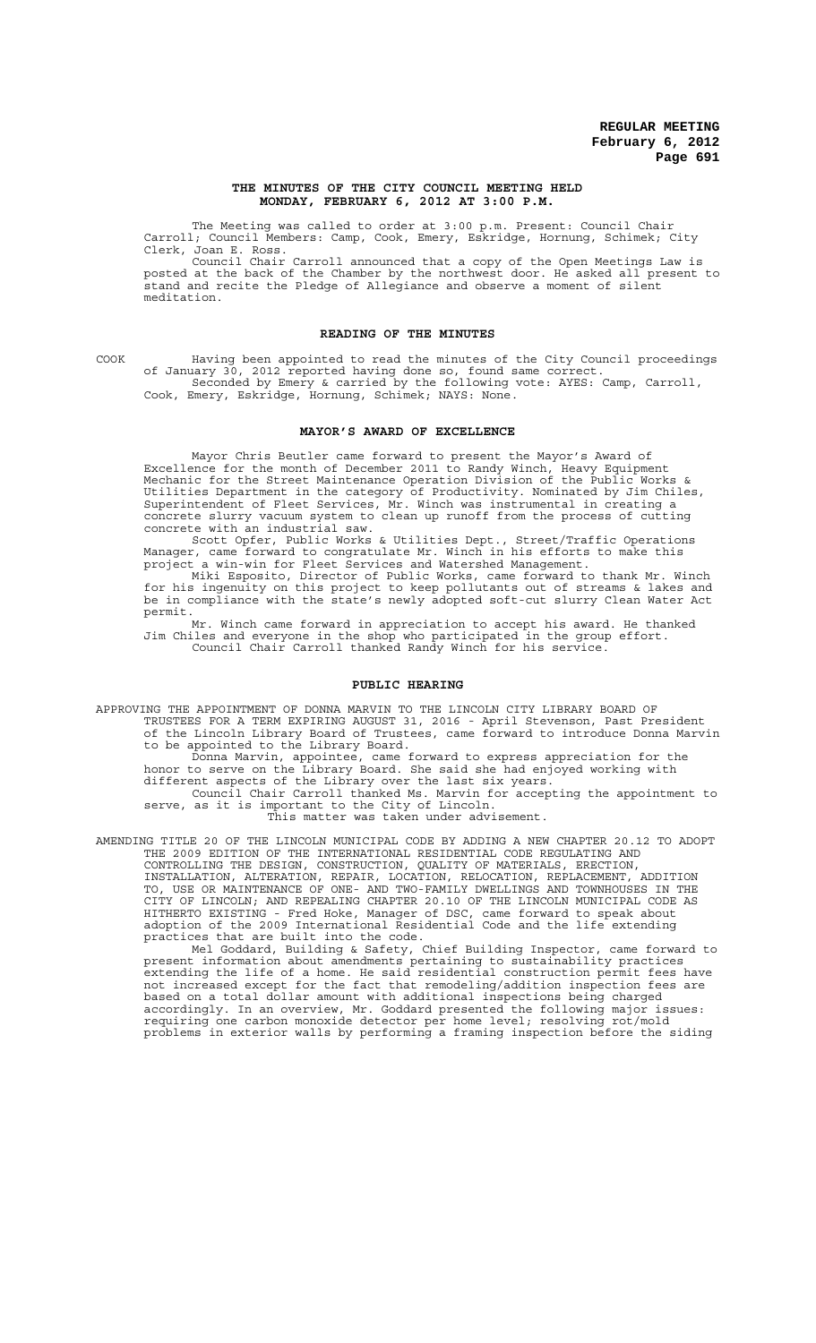# THE MINUTES OF THE CITY COUNCIL MEETING HELD MONDAY, FEBRUARY 6, 2012 AT 3:00 P.M.

The Meeting was called to order at 3:00 p.m. Present: Council Chair Carroll; Council Members: Camp, Cook, Emery, Eskridge, Hornung, Schimek; City Clerk, Joan E. Ross.

Council Chair Carroll announced that a copy of the Open Meetings Law is posted at the back of the Chamber by the northwest door. He asked all present to stand and recite the Pledge of Allegiance and observe a moment of silent meditation.

## READING OF THE MINUTES

COOK Having been appointed to read the minutes of the City Council proceedings of January 30, 2012 reported having done so, found same correct.

Seconded by Emery & carried by the following vote: AYES: Camp, Carroll, Cook, Emery, Eskridge, Hornung, Schimek; NAYS: None.

## MAYOR'S AWARD OF EXCELLENCE

Mayor Chris Beutler came forward to present the Mayor's Award of Excellence for the month of December 2011 to Randy Winch, Heavy Equipment Mechanic for the Street Maintenance Operation Division of the Public Works & Utilities Department in the category of Productivity. Nominated by Jim Chiles, Superintendent of Fleet Services, Mr. Winch was instrumental in creating a concrete slurry vacuum system to clean up runoff from the process of cutting concrete with an industrial saw.

Scott Opfer, Public Works & Utilities Dept., Street/Traffic Operations Manager, came forward to congratulate Mr. Winch in his efforts to make this project a win-win for Fleet Services and Watershed Management.

Miki Esposito, Director of Public Works, came forward to thank Mr. Winch for his ingenuity on this project to keep pollutants out of streams & lakes and be in compliance with the state's newly adopted soft-cut slurry Clean Water Act permit.

Mr. Winch came forward in appreciation to accept his award. He thanked Jim Chiles and everyone in the shop who participated in the group effort.

Council Chair Carroll thanked Randy Winch for his service.

## PUBLIC HEARING

APPROVING THE APPOINTMENT OF DONNA MARVIN TO THE LINCOLN CITY LIBRARY BOARD OF TRUSTEES FOR A TERM EXPIRING AUGUST 31, 2016 - April Stevenson, Past President of the Lincoln Library Board of Trustees, came forward to introduce Donna Marvin to be appointed to the Library Board.

Donna Marvin, appointee, came forward to express appreciation for the honor to serve on the Library Board. She said she had enjoyed working with different aspects of the Library over the last six years.

Council Chair Carroll thanked Ms. Marvin for accepting the appointment to serve, as it is important to the City of Lincoln.

This matter was taken under advisement.

AMENDING TITLE 20 OF THE LINCOLN MUNICIPAL CODE BY ADDING A NEW CHAPTER 20.12 TO ADOPT THE 2009 EDITION OF THE INTERNATIONAL RESIDENTIAL CODE REGULATING AND CONTROLLING THE DESIGN, CONSTRUCTION, QUALITY OF MATERIALS, ERECTION, INSTALLATION, ALTERATION, REPAIR, LOCATION, RELOCATION, REPLACEMENT, ADDITION TO, USE OR MAINTENANCE OF ONE- AND TWO-FAMILY DWELLINGS AND TOWNHOUSES IN THE CITY OF LINCOLN; AND REPEALING CHAPTER 20.10 OF THE LINCOLN MUNICIPAL CODE AS HITHERTO EXISTING - Fred Hoke, Manager of DSC, came forward to speak about adoption of the 2009 International Residential Code and the life extending practices that are built into the code.

Mel Goddard, Building & Safety, Chief Building Inspector, came forward to present information about amendments pertaining to sustainability practices extending the life of a home. He said residential construction permit fees have not increased except for the fact that remodeling/addition inspection fees are based on a total dollar amount with additional inspections being charged accordingly. In an overview, Mr. Goddard presented the following major issues: requiring one carbon monoxide detector per home level; resolving rot/mold problems in exterior walls by performing a framing inspection before the siding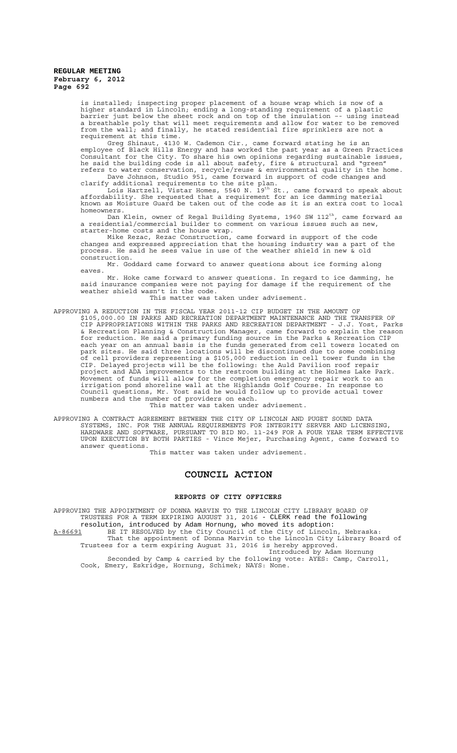is installed; inspecting proper placement of a house wrap which is now of a higher standard in Lincoln; ending a long-standing requirement of a plastic barrier just below the sheet rock and on top of the insulation -- using instead a breathable poly that will meet requirements and allow for water to be removed from the wall; and finally, he stated residential fire sprinklers are not a requirement at this time.

Greg Shinaut, 4130 W. Cademon Cir., came forward stating he is an employee of Black Hills Energy and has worked the past year as a Green Practices Consultant for the City. To share his own opinions regarding sustainable issues, he said the building code is all about safety, fire & structural and "green" refers to water conservation, recycle/reuse & environmental quality in the home.

Dave Johnson, Studio 951, came forward in support of code changes and clarify additional requirements to the site plan.

Lois Hartzell, Vistar Homes, 5540 N. 19th St., came forward to speak about affordability. She requested that a requirement for an ice damming material known as Moisture Guard be taken out of the code as it is an extra cost to local homeowners.

Dan Klein, owner of Regal Building Systems, 1960 SW 112th, came forward as a residential/commercial builder to comment on various issues such as new, starter-home costs and the house wrap.

Mike Rezac, Rezac Construction, came forward in support of the code changes and expressed appreciation that the housing industry was a part of the process. He said he sees value in use of the weather shield in new & old construction.

Mr. Goddard came forward to answer questions about ice forming along eaves.

Mr. Hoke came forward to answer questions. In regard to ice damming, he said insurance companies were not paying for damage if the requirement of the weather shield wasn't in the code.

This matter was taken under advisement.

APPROVING A REDUCTION IN THE FISCAL YEAR 2011-12 CIP BUDGET IN THE AMOUNT OF $105,000.00 IN PARKS AND RECREATION DEPARTMENT MAINTENANCE AND THE TRANSFER OF CIP APPROPRIATIONS WITHIN THE PARKS AND RECREATION DEPARTMENT - J.J. Yost, Parks & Recreation Planning & Construction Manager, came forward to explain the reason for reduction. He said a primary funding source in the Parks & Recreation CIP each year on an annual basis is the funds generated from cell towers located on park sites. He said three locations will be discontinued due to some combining of cell providers representing a $105,000 reduction in cell tower funds in the CIP. Delayed projects will be the following: the Auld Pavilion roof repair project and ADA improvements to the restroom building at the Holmes Lake Park. Movement of funds will allow for the completion emergency repair work to an irrigation pond shoreline wall at the Highlands Golf Course. In response to Council questions, Mr. Yost said he would follow up to provide actual tower numbers and the number of providers on each.

This matter was taken under advisement.

APPROVING A CONTRACT AGREEMENT BETWEEN THE CITY OF LINCOLN AND PUGET SOUND DATA SYSTEMS, INC. FOR THE ANNUAL REQUIREMENTS FOR INTEGRITY SERVER AND LICENSING, HARDWARE AND SOFTWARE, PURSUANT TO BID NO. 11-249 FOR A FOUR YEAR TERM EFFECTIVE UPON EXECUTION BY BOTH PARTIES - Vince Mejer, Purchasing Agent, came forward to answer questions.

This matter was taken under advisement.

# COUNCIL ACTION

## REPORTS OF CITY OFFICERS

APPROVING THE APPOINTMENT OF DONNA MARVIN TO THE LINCOLN CITY LIBRARY BOARD OF TRUSTEES FOR A TERM EXPIRING AUGUST 31, 2016 - CLERK read the following resolution, introduced by Adam Hornung, who moved its adoption:

A-86691 BE IT RESOLVED by the City Council of the City of Lincoln, Nebraska:

That the appointment of Donna Marvin to the Lincoln City Library Board of Trustees for a term expiring August 31, 2016 is hereby approved.

Introduced by Adam Hornung

Seconded by Camp & carried by the following vote: AYES: Camp, Carroll, Cook, Emery, Eskridge, Hornung, Schimek; NAYS: None.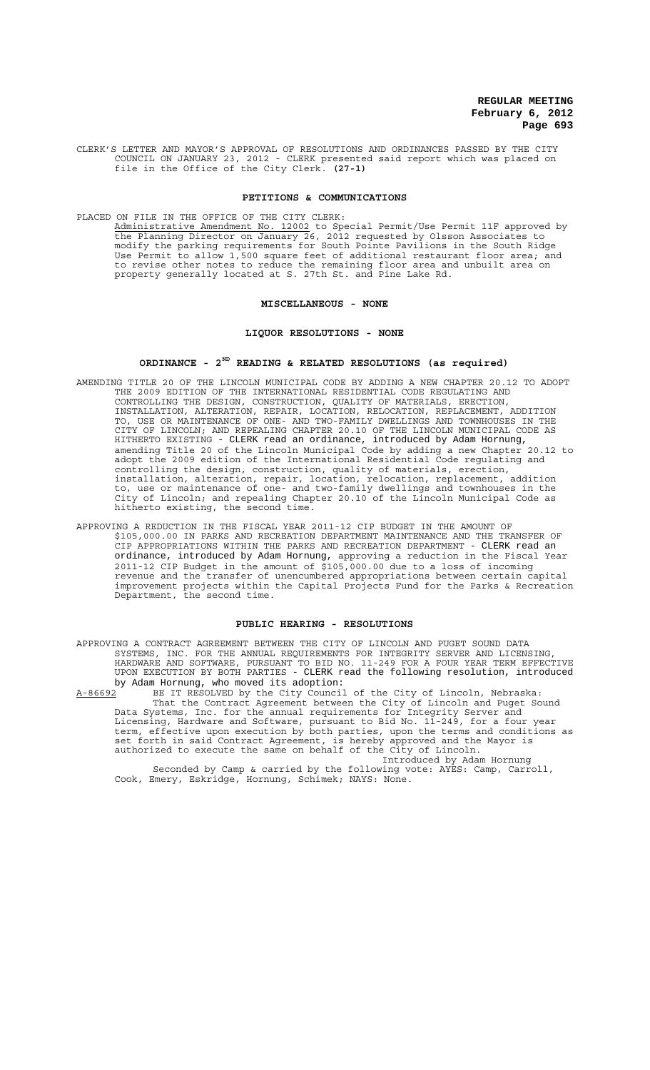CLERK'S LETTER AND MAYOR'S APPROVAL OF RESOLUTIONS AND ORDINANCES PASSED BY THE CITY COUNCIL ON JANUARY 23, 2012 - CLERK presented said report which was placed on file in the Office of the City Clerk. **(27-1)**

## PETITIONS & COMMUNICATIONS

PLACED ON FILE IN THE OFFICE OF THE CITY CLERK:

Administrative Amendment No. 12002 to Special Permit/Use Permit 11F approved by the Planning Director on January 26, 2012 requested by Olsson Associates to modify the parking requirements for South Pointe Pavilions in the South Ridge Use Permit to allow 1,500 square feet of additional restaurant floor area; and to revise other notes to reduce the remaining floor area and unbuilt area on property generally located at S. 27th St. and Pine Lake Rd.

## MISCELLANEOUS - NONE

## LIQUOR RESOLUTIONS - NONE

## ORDINANCE - 2ND READING & RELATED RESOLUTIONS (as required)

AMENDING TITLE 20 OF THE LINCOLN MUNICIPAL CODE BY ADDING A NEW CHAPTER 20.12 TO ADOPT THE 2009 EDITION OF THE INTERNATIONAL RESIDENTIAL CODE REGULATING AND CONTROLLING THE DESIGN, CONSTRUCTION, QUALITY OF MATERIALS, ERECTION, INSTALLATION, ALTERATION, REPAIR, LOCATION, RELOCATION, REPLACEMENT, ADDITION TO, USE OR MAINTENANCE OF ONE- AND TWO-FAMILY DWELLINGS AND TOWNHOUSES IN THE CITY OF LINCOLN; AND REPEALING CHAPTER 20.10 OF THE LINCOLN MUNICIPAL CODE AS HITHERTO EXISTING - CLERK read an ordinance, introduced by Adam Hornung, amending Title 20 of the Lincoln Municipal Code by adding a new Chapter 20.12 to adopt the 2009 edition of the International Residential Code regulating and controlling the design, construction, quality of materials, erection, installation, alteration, repair, location, relocation, replacement, addition to, use or maintenance of one- and two-family dwellings and townhouses in the City of Lincoln; and repealing Chapter 20.10 of the Lincoln Municipal Code as hitherto existing, the second time.

APPROVING A REDUCTION IN THE FISCAL YEAR 2011-12 CIP BUDGET IN THE AMOUNT OF $105,000.00 IN PARKS AND RECREATION DEPARTMENT MAINTENANCE AND THE TRANSFER OF CIP APPROPRIATIONS WITHIN THE PARKS AND RECREATION DEPARTMENT - CLERK read an ordinance, introduced by Adam Hornung, approving a reduction in the Fiscal Year 2011-12 CIP Budget in the amount of $105,000.00 due to a loss of incoming revenue and the transfer of unencumbered appropriations between certain capital improvement projects within the Capital Projects Fund for the Parks & Recreation Department, the second time.

## PUBLIC HEARING - RESOLUTIONS

APPROVING A CONTRACT AGREEMENT BETWEEN THE CITY OF LINCOLN AND PUGET SOUND DATA SYSTEMS, INC. FOR THE ANNUAL REQUIREMENTS FOR INTEGRITY SERVER AND LICENSING, HARDWARE AND SOFTWARE, PURSUANT TO BID NO. 11-249 FOR A FOUR YEAR TERM EFFECTIVE UPON EXECUTION BY BOTH PARTIES - CLERK read the following resolution, introduced by Adam Hornung, who moved its adoption:

A-86692 BE IT RESOLVED by the City Council of the City of Lincoln, Nebraska:

That the Contract Agreement between the City of Lincoln and Puget Sound Data Systems, Inc. for the annual requirements for Integrity Server and Licensing, Hardware and Software, pursuant to Bid No. 11-249, for a four year term, effective upon execution by both parties, upon the terms and conditions as set forth in said Contract Agreement, is hereby approved and the Mayor is authorized to execute the same on behalf of the City of Lincoln.

Introduced by Adam Hornung

Seconded by Camp & carried by the following vote: AYES: Camp, Carroll, Cook, Emery, Eskridge, Hornung, Schimek; NAYS: None.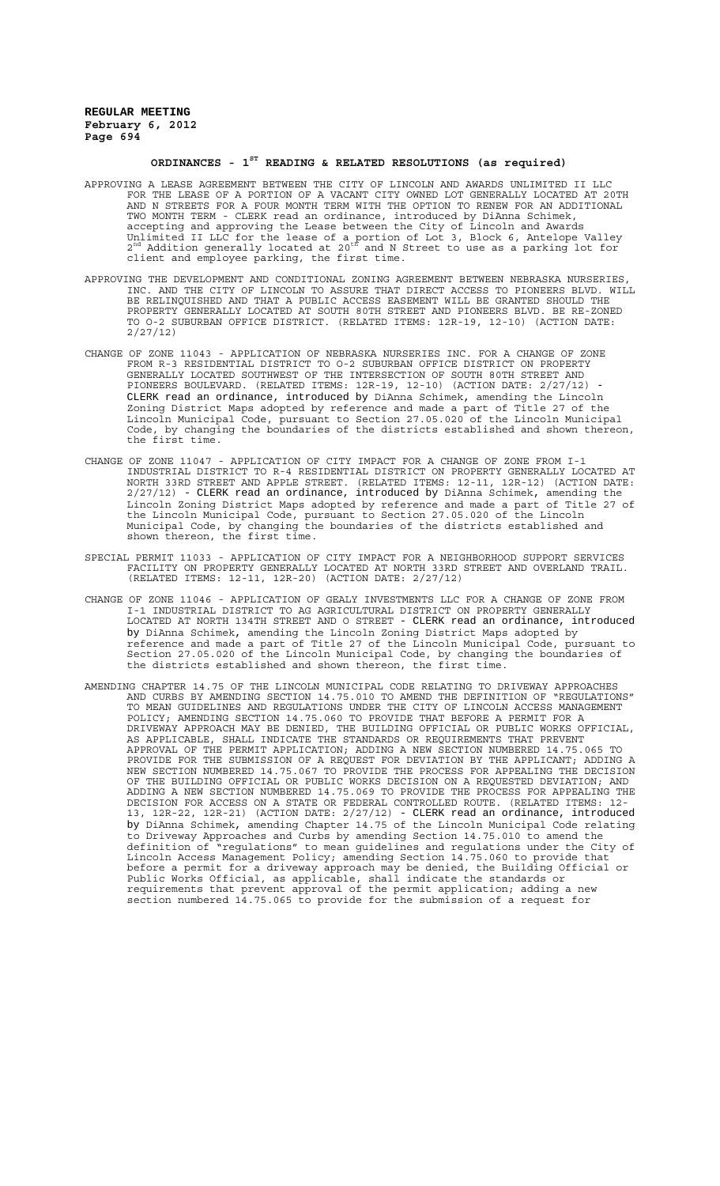## ORDINANCES - 1ST READING & RELATED RESOLUTIONS (as required)

APPROVING A LEASE AGREEMENT BETWEEN THE CITY OF LINCOLN AND AWARDS UNLIMITED II LLC FOR THE LEASE OF A PORTION OF A VACANT CITY OWNED LOT GENERALLY LOCATED AT 20TH AND N STREETS FOR A FOUR MONTH TERM WITH THE OPTION TO RENEW FOR AN ADDITIONAL TWO MONTH TERM - CLERK read an ordinance, introduced by DiAnna Schimek, accepting and approving the Lease between the City of Lincoln and Awards Unlimited II LLC for the lease of a portion of Lot 3, Block 6, Antelope Valley 2nd Addition generally located at 20th and N Street to use as a parking lot for client and employee parking, the first time.

APPROVING THE DEVELOPMENT AND CONDITIONAL ZONING AGREEMENT BETWEEN NEBRASKA NURSERIES, INC. AND THE CITY OF LINCOLN TO ASSURE THAT DIRECT ACCESS TO PIONEERS BLVD. WILL BE RELINQUISHED AND THAT A PUBLIC ACCESS EASEMENT WILL BE GRANTED SHOULD THE PROPERTY GENERALLY LOCATED AT SOUTH 80TH STREET AND PIONEERS BLVD. BE RE-ZONED TO O-2 SUBURBAN OFFICE DISTRICT. (RELATED ITEMS: 12R-19, 12-10) (ACTION DATE: 2/27/12)

CHANGE OF ZONE 11043 - APPLICATION OF NEBRASKA NURSERIES INC. FOR A CHANGE OF ZONE FROM R-3 RESIDENTIAL DISTRICT TO O-2 SUBURBAN OFFICE DISTRICT ON PROPERTY GENERALLY LOCATED SOUTHWEST OF THE INTERSECTION OF SOUTH 80TH STREET AND PIONEERS BOULEVARD. (RELATED ITEMS: 12R-19, 12-10) (ACTION DATE: 2/27/12) - CLERK read an ordinance, introduced by DiAnna Schimek, amending the Lincoln Zoning District Maps adopted by reference and made a part of Title 27 of the Lincoln Municipal Code, pursuant to Section 27.05.020 of the Lincoln Municipal Code, by changing the boundaries of the districts established and shown thereon, the first time.

CHANGE OF ZONE 11047 - APPLICATION OF CITY IMPACT FOR A CHANGE OF ZONE FROM I-1 INDUSTRIAL DISTRICT TO R-4 RESIDENTIAL DISTRICT ON PROPERTY GENERALLY LOCATED AT NORTH 33RD STREET AND APPLE STREET. (RELATED ITEMS: 12-11, 12R-12) (ACTION DATE: 2/27/12) - CLERK read an ordinance, introduced by DiAnna Schimek, amending the Lincoln Zoning District Maps adopted by reference and made a part of Title 27 of the Lincoln Municipal Code, pursuant to Section 27.05.020 of the Lincoln Municipal Code, by changing the boundaries of the districts established and shown thereon, the first time.

SPECIAL PERMIT 11033 - APPLICATION OF CITY IMPACT FOR A NEIGHBORHOOD SUPPORT SERVICES FACILITY ON PROPERTY GENERALLY LOCATED AT NORTH 33RD STREET AND OVERLAND TRAIL. (RELATED ITEMS: 12-11, 12R-20) (ACTION DATE: 2/27/12)

CHANGE OF ZONE 11046 - APPLICATION OF GEALY INVESTMENTS LLC FOR A CHANGE OF ZONE FROM I-1 INDUSTRIAL DISTRICT TO AG AGRICULTURAL DISTRICT ON PROPERTY GENERALLY LOCATED AT NORTH 134TH STREET AND O STREET - CLERK read an ordinance, introduced by DiAnna Schimek, amending the Lincoln Zoning District Maps adopted by reference and made a part of Title 27 of the Lincoln Municipal Code, pursuant to Section 27.05.020 of the Lincoln Municipal Code, by changing the boundaries of the districts established and shown thereon, the first time.

AMENDING CHAPTER 14.75 OF THE LINCOLN MUNICIPAL CODE RELATING TO DRIVEWAY APPROACHES AND CURBS BY AMENDING SECTION 14.75.010 TO AMEND THE DEFINITION OF "REGULATIONS" TO MEAN GUIDELINES AND REGULATIONS UNDER THE CITY OF LINCOLN ACCESS MANAGEMENT POLICY; AMENDING SECTION 14.75.060 TO PROVIDE THAT BEFORE A PERMIT FOR A DRIVEWAY APPROACH MAY BE DENIED, THE BUILDING OFFICIAL OR PUBLIC WORKS OFFICIAL, AS APPLICABLE, SHALL INDICATE THE STANDARDS OR REQUIREMENTS THAT PREVENT APPROVAL OF THE PERMIT APPLICATION; ADDING A NEW SECTION NUMBERED 14.75.065 TO PROVIDE FOR THE SUBMISSION OF A REQUEST FOR DEVIATION BY THE APPLICANT; ADDING A NEW SECTION NUMBERED 14.75.067 TO PROVIDE THE PROCESS FOR APPEALING THE DECISION OF THE BUILDING OFFICIAL OR PUBLIC WORKS DECISION ON A REQUESTED DEVIATION; AND ADDING A NEW SECTION NUMBERED 14.75.069 TO PROVIDE THE PROCESS FOR APPEALING THE DECISION FOR ACCESS ON A STATE OR FEDERAL CONTROLLED ROUTE. (RELATED ITEMS: 12-13, 12R-22, 12R-21) (ACTION DATE: 2/27/12) - CLERK read an ordinance, introduced by DiAnna Schimek, amending Chapter 14.75 of the Lincoln Municipal Code relating to Driveway Approaches and Curbs by amending Section 14.75.010 to amend the definition of "regulations" to mean guidelines and regulations under the City of Lincoln Access Management Policy; amending Section 14.75.060 to provide that before a permit for a driveway approach may be denied, the Building Official or Public Works Official, as applicable, shall indicate the standards or requirements that prevent approval of the permit application; adding a new section numbered 14.75.065 to provide for the submission of a request for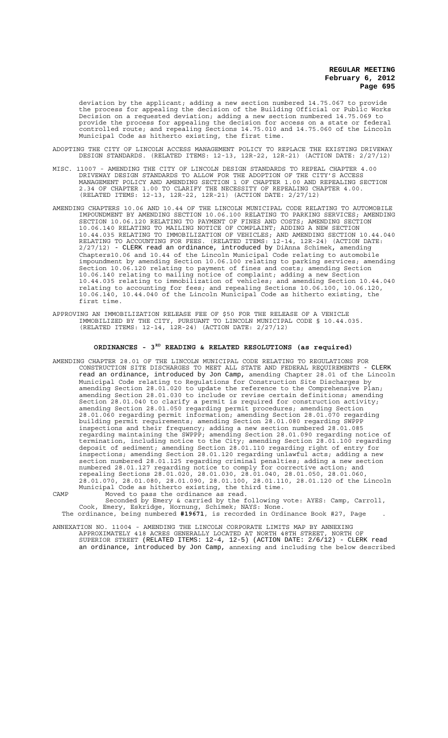deviation by the applicant; adding a new section numbered 14.75.067 to provide the process for appealing the decision of the Building Official or Public Works Decision on a requested deviation; adding a new section numbered 14.75.069 to provide the process for appealing the decision for access on a state or federal controlled route; and repealing Sections 14.75.010 and 14.75.060 of the Lincoln Municipal Code as hitherto existing, the first time.

ADOPTING THE CITY OF LINCOLN ACCESS MANAGEMENT POLICY TO REPLACE THE EXISTING DRIVEWAY DESIGN STANDARDS. (RELATED ITEMS: 12-13, 12R-22, 12R-21) (ACTION DATE: 2/27/12)

MISC. 11007 - AMENDING THE CITY OF LINCOLN DESIGN STANDARDS TO REPEAL CHAPTER 4.00 DRIVEWAY DESIGN STANDARDS TO ALLOW FOR THE ADOPTION OF THE CITY'S ACCESS MANAGEMENT POLICY AND AMENDING SECTION 1 OF CHAPTER 1.00 AND REPEALING SECTION 2.34 OF CHAPTER 1.00 TO CLARIFY THE NECESSITY OF REPEALING CHAPTER 4.00. (RELATED ITEMS: 12-13, 12R-22, 12R-21) (ACTION DATE: 2/27/12)

AMENDING CHAPTERS 10.06 AND 10.44 OF THE LINCOLN MUNICIPAL CODE RELATING TO AUTOMOBILE IMPOUNDMENT BY AMENDING SECTION 10.06.100 RELATING TO PARKING SERVICES; AMENDING SECTION 10.06.120 RELATING TO PAYMENT OF FINES AND COSTS; AMENDING SECTION 10.06.140 RELATING TO MAILING NOTICE OF COMPLAINT; ADDING A NEW SECTION 10.44.035 RELATING TO IMMOBILIZATION OF VEHICLES; AND AMENDING SECTION 10.44.040 RELATING TO ACCOUNTING FOR FEES. (RELATED ITEMS: 12-14, 12R-24) (ACTION DATE: 2/27/12) - CLERK read an ordinance, introduced by DiAnna Schimek, amending Chapters10.06 and 10.44 of the Lincoln Municipal Code relating to automobile impoundment by amending Section 10.06.100 relating to parking services; amending Section 10.06.120 relating to payment of fines and costs; amending Section 10.06.140 relating to mailing notice of complaint; adding a new Section 10.44.035 relating to immobilization of vehicles; and amending Section 10.44.040 relating to accounting for fees; and repealing Sections 10.06.100, 10.06.120, 10.06.140, 10.44.040 of the Lincoln Municipal Code as hitherto existing, the first time.

APPROVING AN IMMOBILIZATION RELEASE FEE OF $50 FOR THE RELEASE OF A VEHICLE IMMOBILIZED BY THE CITY, PURSUANT TO LINCOLN MUNICIPAL CODE § 10.44.035. (RELATED ITEMS: 12-14, 12R-24) (ACTION DATE: 2/27/12)

## ORDINANCES - 3RD READING & RELATED RESOLUTIONS (as required)

AMENDING CHAPTER 28.01 OF THE LINCOLN MUNICIPAL CODE RELATING TO REGULATIONS FOR CONSTRUCTION SITE DISCHARGES TO MEET ALL STATE AND FEDERAL REQUIREMENTS - CLERK read an ordinance, introduced by Jon Camp, amending Chapter 28.01 of the Lincoln Municipal Code relating to Regulations for Construction Site Discharges by amending Section 28.01.020 to update the reference to the Comprehensive Plan; amending Section 28.01.030 to include or revise certain definitions; amending Section 28.01.040 to clarify a permit is required for construction activity; amending Section 28.01.050 regarding permit procedures; amending Section 28.01.060 regarding permit information; amending Section 28.01.070 regarding building permit requirements; amending Section 28.01.080 regarding SWPPP inspections and their frequency; adding a new section numbered 28.01.085 regarding maintaining the SWPPP; amending Section 28.01.090 regarding notice of termination, including notice to the City; amending Section 28.01.100 regarding deposit of sediment; amending Section 28.01.110 regarding right of entry for inspections; amending Section 28.01.120 regarding unlawful acts; adding a new section numbered 28.01.125 regarding criminal penalties; adding a new section numbered 28.01.127 regarding notice to comply for corrective action; and repealing Sections 28.01.020, 28.01.030, 28.01.040, 28.01.050, 28.01.060, 28.01.070, 28.01.080, 28.01.090, 28.01.100, 28.01.110, 28.01.120 of the Lincoln Municipal Code as hitherto existing, the third time.

CAMP Moved to pass the ordinance as read.

Seconded by Emery & carried by the following vote: AYES: Camp, Carroll, Cook, Emery, Eskridge, Hornung, Schimek; NAYS: None.

The ordinance, being numbered **#19671**, is recorded in Ordinance Book #27, Page .

ANNEXATION NO. 11004 - AMENDING THE LINCOLN CORPORATE LIMITS MAP BY ANNEXING APPROXIMATELY 418 ACRES GENERALLY LOCATED AT NORTH 48TH STREET, NORTH OF SUPERIOR STREET (RELATED ITEMS: 12-4, 12-5) (ACTION DATE: 2/6/12) - CLERK read an ordinance, introduced by Jon Camp, annexing and including the below described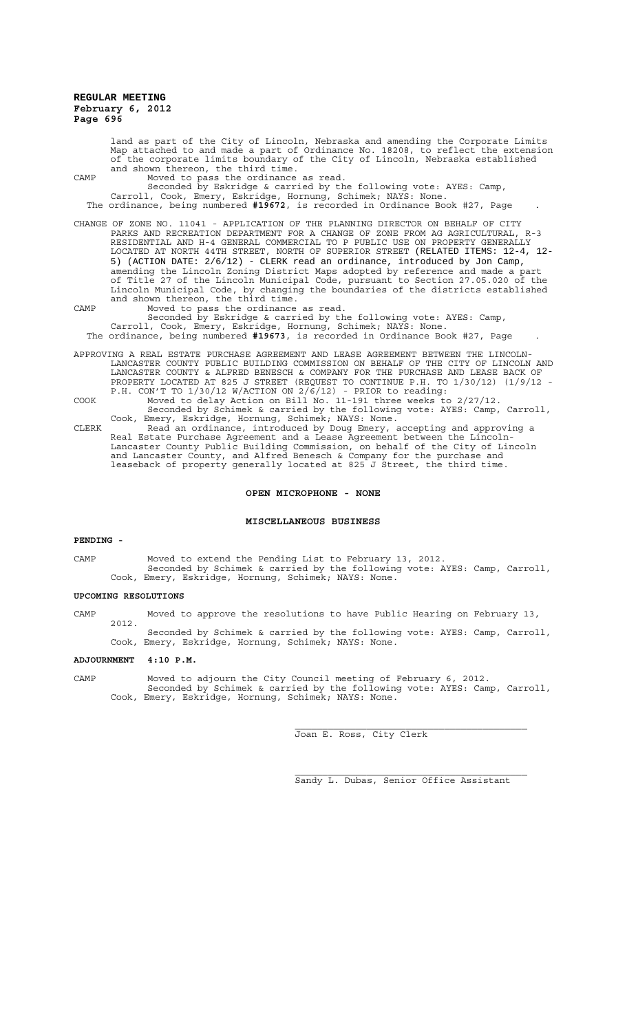land as part of the City of Lincoln, Nebraska and amending the Corporate Limits Map attached to and made a part of Ordinance No. 18208, to reflect the extension of the corporate limits boundary of the City of Lincoln, Nebraska established and shown thereon, the third time.

CAMP Moved to pass the ordinance as read.
Seconded by Eskridge & carried by the following vote: AYES: Camp, Carroll, Cook, Emery, Eskridge, Hornung, Schimek; NAYS: None.
The ordinance, being numbered **#19672**, is recorded in Ordinance Book #27, Page .

CHANGE OF ZONE NO. 11041 - APPLICATION OF THE PLANNING DIRECTOR ON BEHALF OF CITY PARKS AND RECREATION DEPARTMENT FOR A CHANGE OF ZONE FROM AG AGRICULTURAL, R-3 RESIDENTIAL AND H-4 GENERAL COMMERCIAL TO P PUBLIC USE ON PROPERTY GENERALLY LOCATED AT NORTH 44TH STREET, NORTH OF SUPERIOR STREET (RELATED ITEMS: 12-4, 12-5) (ACTION DATE: 2/6/12) - CLERK read an ordinance, introduced by Jon Camp, amending the Lincoln Zoning District Maps adopted by reference and made a part of Title 27 of the Lincoln Municipal Code, pursuant to Section 27.05.020 of the Lincoln Municipal Code, by changing the boundaries of the districts established and shown thereon, the third time.

CAMP Moved to pass the ordinance as read.
Seconded by Eskridge & carried by the following vote: AYES: Camp, Carroll, Cook, Emery, Eskridge, Hornung, Schimek; NAYS: None.
The ordinance, being numbered **#19673**, is recorded in Ordinance Book #27, Page .

APPROVING A REAL ESTATE PURCHASE AGREEMENT AND LEASE AGREEMENT BETWEEN THE LINCOLN-LANCASTER COUNTY PUBLIC BUILDING COMMISSION ON BEHALF OF THE CITY OF LINCOLN AND LANCASTER COUNTY & ALFRED BENESCH & COMPANY FOR THE PURCHASE AND LEASE BACK OF PROPERTY LOCATED AT 825 J STREET (REQUEST TO CONTINUE P.H. TO 1/30/12) (1/9/12 - P.H. CON'T TO 1/30/12 W/ACTION ON 2/6/12) - PRIOR to reading:

COOK Moved to delay Action on Bill No. 11-191 three weeks to 2/27/12.
Seconded by Schimek & carried by the following vote: AYES: Camp, Carroll, Cook, Emery, Eskridge, Hornung, Schimek; NAYS: None.

CLERK Read an ordinance, introduced by Doug Emery, accepting and approving a Real Estate Purchase Agreement and a Lease Agreement between the Lincoln-Lancaster County Public Building Commission, on behalf of the City of Lincoln and Lancaster County, and Alfred Benesch & Company for the purchase and leaseback of property generally located at 825 J Street, the third time.

## OPEN MICROPHONE - NONE

## MISCELLANEOUS BUSINESS

**PENDING -**

CAMP Moved to extend the Pending List to February 13, 2012.
Seconded by Schimek & carried by the following vote: AYES: Camp, Carroll, Cook, Emery, Eskridge, Hornung, Schimek; NAYS: None.

**UPCOMING RESOLUTIONS**

CAMP Moved to approve the resolutions to have Public Hearing on February 13, 2012.
Seconded by Schimek & carried by the following vote: AYES: Camp, Carroll, Cook, Emery, Eskridge, Hornung, Schimek; NAYS: None.

**ADJOURNMENT 4:10 P.M.**

CAMP Moved to adjourn the City Council meeting of February 6, 2012.
Seconded by Schimek & carried by the following vote: AYES: Camp, Carroll, Cook, Emery, Eskridge, Hornung, Schimek; NAYS: None.

Joan E. Ross, City Clerk

Sandy L. Dubas, Senior Office Assistant